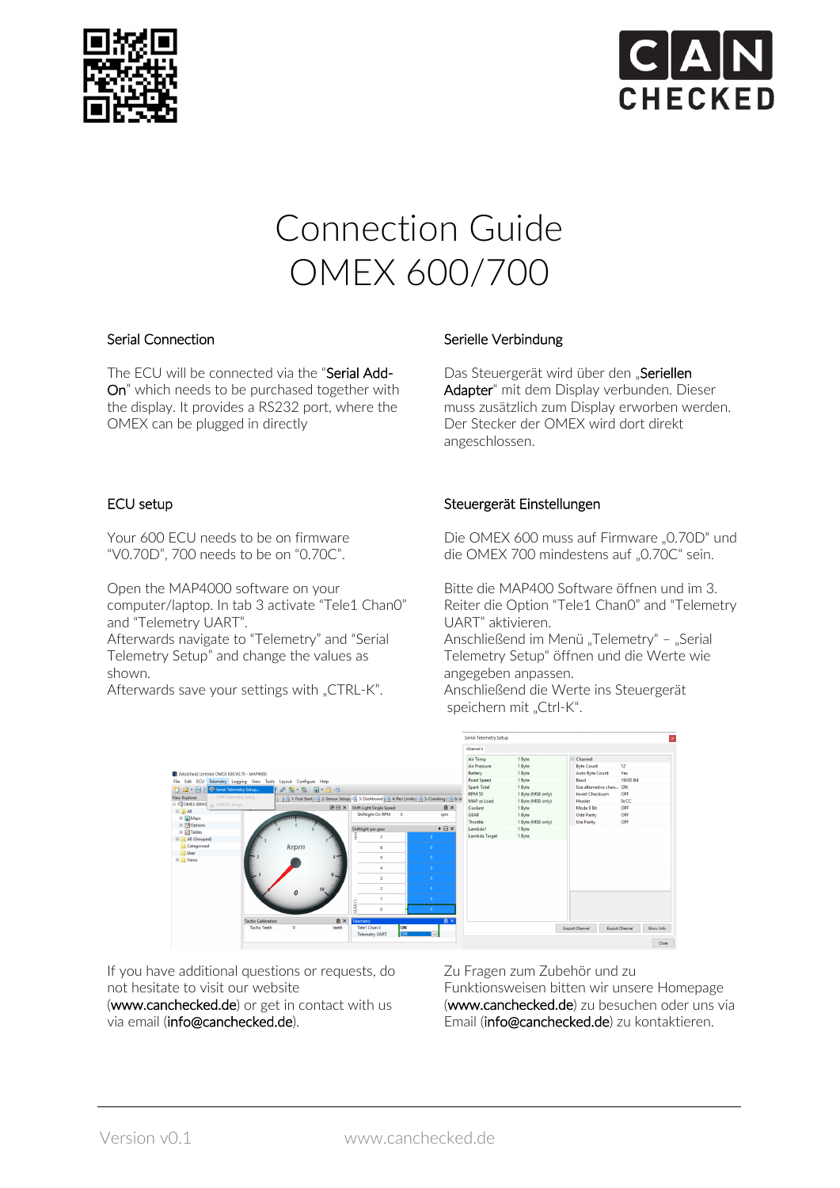# Connection Guide
# OMEX 600/700

## Serial Connection

The ECU will be connected via the "Serial Add-On" which needs to be purchased together with the display. It provides a RS232 port, where the OMEX can be plugged in directly

## Serielle Verbindung

Das Steuergerät wird über den „Seriellen Adapter" mit dem Display verbunden. Dieser muss zusätzlich zum Display erworben werden. Der Stecker der OMEX wird dort direkt angeschlossen.

## ECU setup

Your 600 ECU needs to be on firmware "V0.70D", 700 needs to be on "0.70C".

Open the MAP4000 software on your computer/laptop. In tab 3 activate "Tele1 Chan0" and "Telemetry UART".
Afterwards navigate to "Telemetry" and "Serial Telemetry Setup" and change the values as shown.
Afterwards save your settings with „CTRL-K".

## Steuergerät Einstellungen

Die OMEX 600 muss auf Firmware „0.70D" und die OMEX 700 mindestens auf „0.70C" sein.

Bitte die MAP400 Software öffnen und im 3. Reiter die Option "Tele1 Chan0" and "Telemetry UART" aktivieren.
Anschließend im Menü „Telemetry" – „Serial Telemetry Setup" öffnen und die Werte wie angegeben anpassen.
Anschließend die Werte ins Steuergerät speichern mit „Ctrl-K".

If you have additional questions or requests, do not hesitate to visit our website (www.canchecked.de) or get in contact with us via email (info@canchecked.de).

Zu Fragen zum Zubehör und zu Funktionsweisen bitten wir unsere Homepage (www.canchecked.de) zu besuchen oder uns via Email (info@canchecked.de) zu kontaktieren.